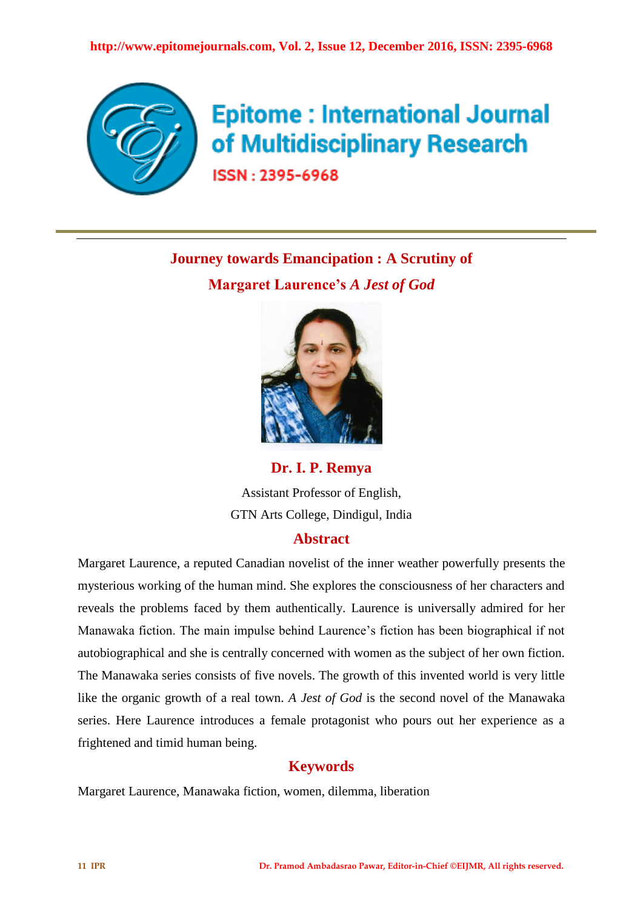# Journey towards Emancipation : A Scrutiny of Margaret Laurence's *A Jest of God*

**Dr. I. P. Remya**

Assistant Professor of English,
GTN Arts College, Dindigul, India

## Abstract

Margaret Laurence, a reputed Canadian novelist of the inner weather powerfully presents the mysterious working of the human mind. She explores the consciousness of her characters and reveals the problems faced by them authentically. Laurence is universally admired for her Manawaka fiction. The main impulse behind Laurence's fiction has been biographical if not autobiographical and she is centrally concerned with women as the subject of her own fiction. The Manawaka series consists of five novels. The growth of this invented world is very little like the organic growth of a real town. *A Jest of God* is the second novel of the Manawaka series. Here Laurence introduces a female protagonist who pours out her experience as a frightened and timid human being.

## Keywords

Margaret Laurence, Manawaka fiction, women, dilemma, liberation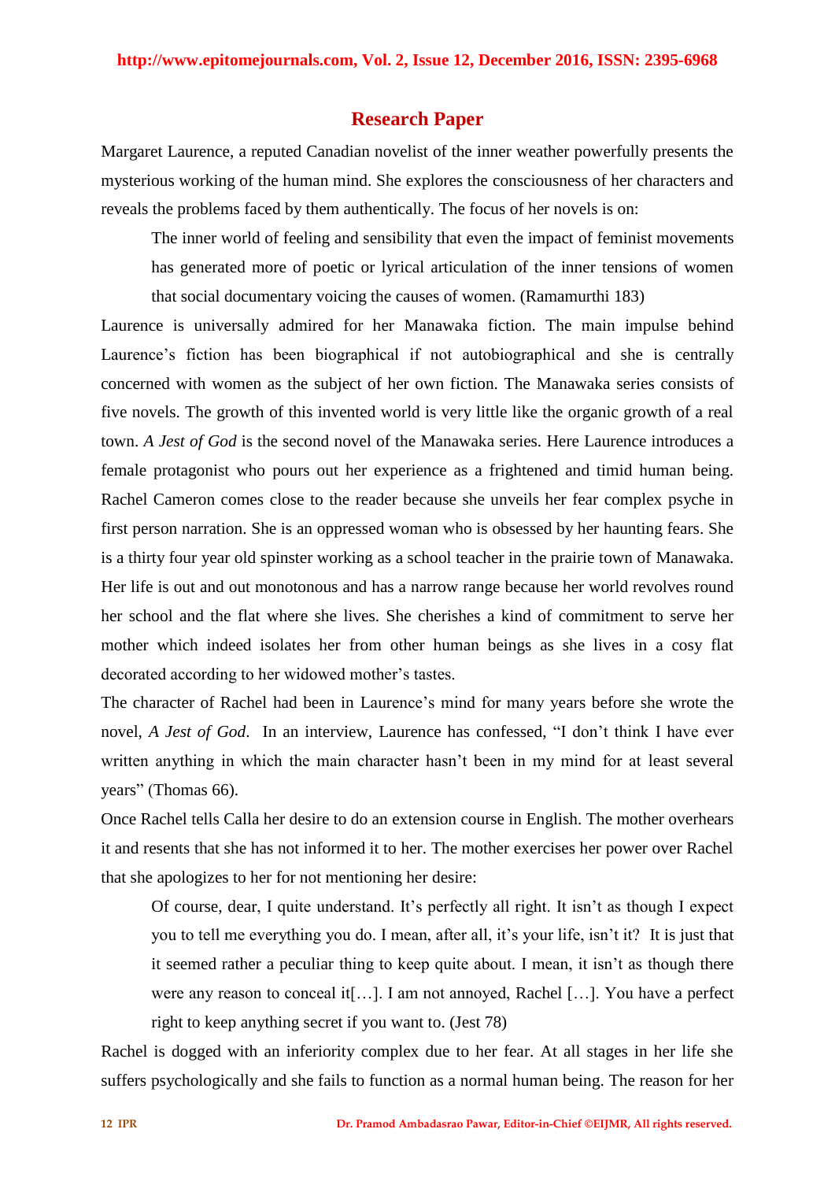## Research Paper

Margaret Laurence, a reputed Canadian novelist of the inner weather powerfully presents the mysterious working of the human mind. She explores the consciousness of her characters and reveals the problems faced by them authentically. The focus of her novels is on:

> The inner world of feeling and sensibility that even the impact of feminist movements has generated more of poetic or lyrical articulation of the inner tensions of women that social documentary voicing the causes of women. (Ramamurthi 183)

Laurence is universally admired for her Manawaka fiction. The main impulse behind Laurence's fiction has been biographical if not autobiographical and she is centrally concerned with women as the subject of her own fiction. The Manawaka series consists of five novels. The growth of this invented world is very little like the organic growth of a real town. *A Jest of God* is the second novel of the Manawaka series. Here Laurence introduces a female protagonist who pours out her experience as a frightened and timid human being. Rachel Cameron comes close to the reader because she unveils her fear complex psyche in first person narration. She is an oppressed woman who is obsessed by her haunting fears. She is a thirty four year old spinster working as a school teacher in the prairie town of Manawaka. Her life is out and out monotonous and has a narrow range because her world revolves round her school and the flat where she lives. She cherishes a kind of commitment to serve her mother which indeed isolates her from other human beings as she lives in a cosy flat decorated according to her widowed mother's tastes.

The character of Rachel had been in Laurence's mind for many years before she wrote the novel, *A Jest of God*. In an interview, Laurence has confessed, "I don't think I have ever written anything in which the main character hasn't been in my mind for at least several years" (Thomas 66).

Once Rachel tells Calla her desire to do an extension course in English. The mother overhears it and resents that she has not informed it to her. The mother exercises her power over Rachel that she apologizes to her for not mentioning her desire:

> Of course, dear, I quite understand. It's perfectly all right. It isn't as though I expect you to tell me everything you do. I mean, after all, it's your life, isn't it? It is just that it seemed rather a peculiar thing to keep quite about. I mean, it isn't as though there were any reason to conceal it[…]. I am not annoyed, Rachel […]. You have a perfect right to keep anything secret if you want to. (Jest 78)

Rachel is dogged with an inferiority complex due to her fear. At all stages in her life she suffers psychologically and she fails to function as a normal human being. The reason for her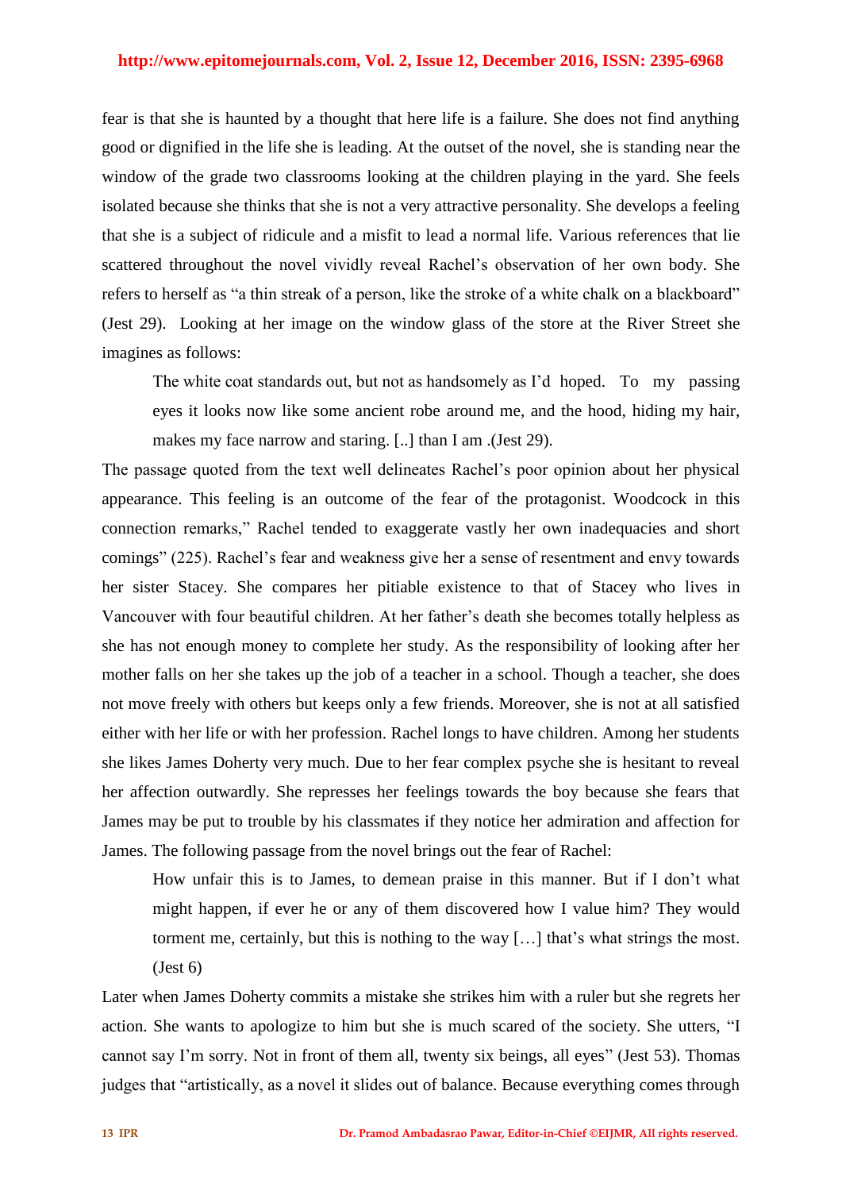fear is that she is haunted by a thought that here life is a failure. She does not find anything good or dignified in the life she is leading. At the outset of the novel, she is standing near the window of the grade two classrooms looking at the children playing in the yard. She feels isolated because she thinks that she is not a very attractive personality. She develops a feeling that she is a subject of ridicule and a misfit to lead a normal life. Various references that lie scattered throughout the novel vividly reveal Rachel's observation of her own body. She refers to herself as "a thin streak of a person, like the stroke of a white chalk on a blackboard" (Jest 29). Looking at her image on the window glass of the store at the River Street she imagines as follows:

> The white coat standards out, but not as handsomely as I'd hoped. To my passing eyes it looks now like some ancient robe around me, and the hood, hiding my hair, makes my face narrow and staring. [..] than I am .(Jest 29).

The passage quoted from the text well delineates Rachel's poor opinion about her physical appearance. This feeling is an outcome of the fear of the protagonist. Woodcock in this connection remarks," Rachel tended to exaggerate vastly her own inadequacies and short comings" (225). Rachel's fear and weakness give her a sense of resentment and envy towards her sister Stacey. She compares her pitiable existence to that of Stacey who lives in Vancouver with four beautiful children. At her father's death she becomes totally helpless as she has not enough money to complete her study. As the responsibility of looking after her mother falls on her she takes up the job of a teacher in a school. Though a teacher, she does not move freely with others but keeps only a few friends. Moreover, she is not at all satisfied either with her life or with her profession. Rachel longs to have children. Among her students she likes James Doherty very much. Due to her fear complex psyche she is hesitant to reveal her affection outwardly. She represses her feelings towards the boy because she fears that James may be put to trouble by his classmates if they notice her admiration and affection for James. The following passage from the novel brings out the fear of Rachel:

> How unfair this is to James, to demean praise in this manner. But if I don't what might happen, if ever he or any of them discovered how I value him? They would torment me, certainly, but this is nothing to the way […] that's what strings the most. (Jest 6)

Later when James Doherty commits a mistake she strikes him with a ruler but she regrets her action. She wants to apologize to him but she is much scared of the society. She utters, "I cannot say I'm sorry. Not in front of them all, twenty six beings, all eyes" (Jest 53). Thomas judges that "artistically, as a novel it slides out of balance. Because everything comes through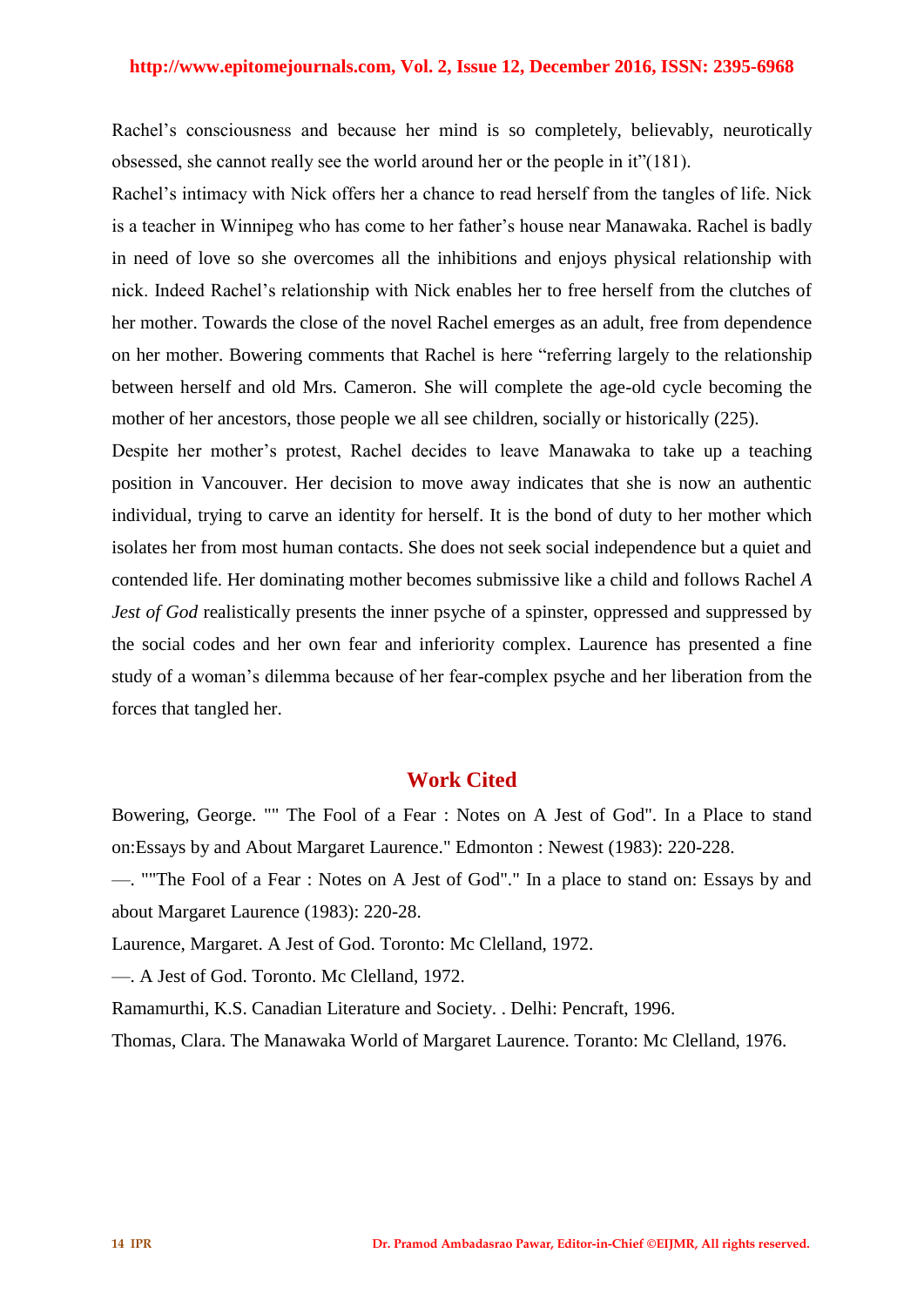Rachel's consciousness and because her mind is so completely, believably, neurotically obsessed, she cannot really see the world around her or the people in it"(181).

Rachel's intimacy with Nick offers her a chance to read herself from the tangles of life. Nick is a teacher in Winnipeg who has come to her father's house near Manawaka. Rachel is badly in need of love so she overcomes all the inhibitions and enjoys physical relationship with nick. Indeed Rachel's relationship with Nick enables her to free herself from the clutches of her mother. Towards the close of the novel Rachel emerges as an adult, free from dependence on her mother. Bowering comments that Rachel is here "referring largely to the relationship between herself and old Mrs. Cameron. She will complete the age-old cycle becoming the mother of her ancestors, those people we all see children, socially or historically (225).

Despite her mother's protest, Rachel decides to leave Manawaka to take up a teaching position in Vancouver. Her decision to move away indicates that she is now an authentic individual, trying to carve an identity for herself. It is the bond of duty to her mother which isolates her from most human contacts. She does not seek social independence but a quiet and contended life. Her dominating mother becomes submissive like a child and follows Rachel *A Jest of God* realistically presents the inner psyche of a spinster, oppressed and suppressed by the social codes and her own fear and inferiority complex. Laurence has presented a fine study of a woman's dilemma because of her fear-complex psyche and her liberation from the forces that tangled her.

## Work Cited

Bowering, George. "" The Fool of a Fear : Notes on A Jest of God". In a Place to stand on:Essays by and About Margaret Laurence." Edmonton : Newest (1983): 220-228.

—. ""The Fool of a Fear : Notes on A Jest of God"." In a place to stand on: Essays by and about Margaret Laurence (1983): 220-28.

Laurence, Margaret. A Jest of God. Toronto: Mc Clelland, 1972.

—. A Jest of God. Toronto. Mc Clelland, 1972.

Ramamurthi, K.S. Canadian Literature and Society. . Delhi: Pencraft, 1996.

Thomas, Clara. The Manawaka World of Margaret Laurence. Toranto: Mc Clelland, 1976.